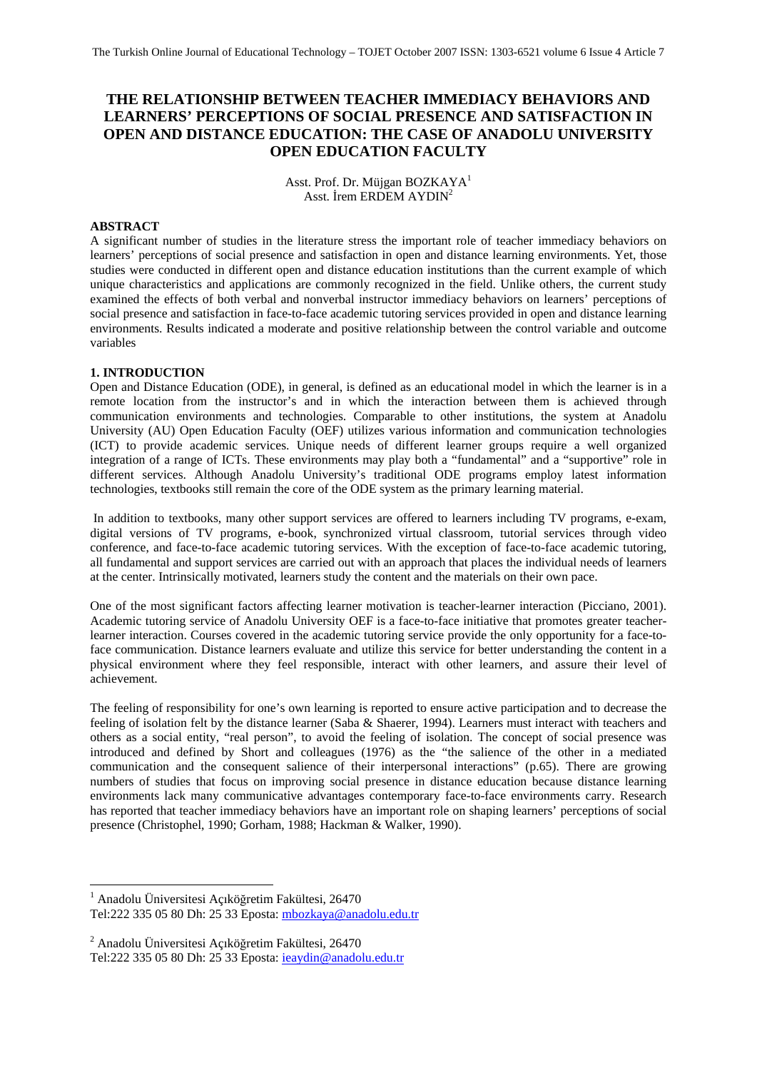# THE RELATIONSHIP BETWEEN TEACHER IMMEDIACY BEHAVIORS AND LEARNERS' PERCEPTIONS OF SOCIAL PRESENCE AND SATISFACTION IN OPEN AND DISTANCE EDUCATION: THE CASE OF ANADOLU UNIVERSITY OPEN EDUCATION FACULTY

Asst. Prof. Dr. Müjgan BOZKAYA[1]
Asst. İrem ERDEM AYDIN[2]

## ABSTRACT

A significant number of studies in the literature stress the important role of teacher immediacy behaviors on learners' perceptions of social presence and satisfaction in open and distance learning environments. Yet, those studies were conducted in different open and distance education institutions than the current example of which unique characteristics and applications are commonly recognized in the field. Unlike others, the current study examined the effects of both verbal and nonverbal instructor immediacy behaviors on learners' perceptions of social presence and satisfaction in face-to-face academic tutoring services provided in open and distance learning environments. Results indicated a moderate and positive relationship between the control variable and outcome variables

## 1. INTRODUCTION

Open and Distance Education (ODE), in general, is defined as an educational model in which the learner is in a remote location from the instructor's and in which the interaction between them is achieved through communication environments and technologies. Comparable to other institutions, the system at Anadolu University (AU) Open Education Faculty (OEF) utilizes various information and communication technologies (ICT) to provide academic services. Unique needs of different learner groups require a well organized integration of a range of ICTs. These environments may play both a "fundamental" and a "supportive" role in different services. Although Anadolu University's traditional ODE programs employ latest information technologies, textbooks still remain the core of the ODE system as the primary learning material.

In addition to textbooks, many other support services are offered to learners including TV programs, e-exam, digital versions of TV programs, e-book, synchronized virtual classroom, tutorial services through video conference, and face-to-face academic tutoring services. With the exception of face-to-face academic tutoring, all fundamental and support services are carried out with an approach that places the individual needs of learners at the center. Intrinsically motivated, learners study the content and the materials on their own pace.

One of the most significant factors affecting learner motivation is teacher-learner interaction (Picciano, 2001). Academic tutoring service of Anadolu University OEF is a face-to-face initiative that promotes greater teacher-learner interaction. Courses covered in the academic tutoring service provide the only opportunity for a face-to-face communication. Distance learners evaluate and utilize this service for better understanding the content in a physical environment where they feel responsible, interact with other learners, and assure their level of achievement.

The feeling of responsibility for one's own learning is reported to ensure active participation and to decrease the feeling of isolation felt by the distance learner (Saba & Shaerer, 1994). Learners must interact with teachers and others as a social entity, "real person", to avoid the feeling of isolation. The concept of social presence was introduced and defined by Short and colleagues (1976) as the "the salience of the other in a mediated communication and the consequent salience of their interpersonal interactions" (p.65). There are growing numbers of studies that focus on improving social presence in distance education because distance learning environments lack many communicative advantages contemporary face-to-face environments carry. Research has reported that teacher immediacy behaviors have an important role on shaping learners' perceptions of social presence (Christophel, 1990; Gorham, 1988; Hackman & Walker, 1990).

---

[1] Anadolu Üniversitesi Açıköğretim Fakültesi, 26470
Tel:222 335 05 80 Dh: 25 33 Eposta: mbozkaya@anadolu.edu.tr

[2] Anadolu Üniversitesi Açıköğretim Fakültesi, 26470
Tel:222 335 05 80 Dh: 25 33 Eposta: ieaydin@anadolu.edu.tr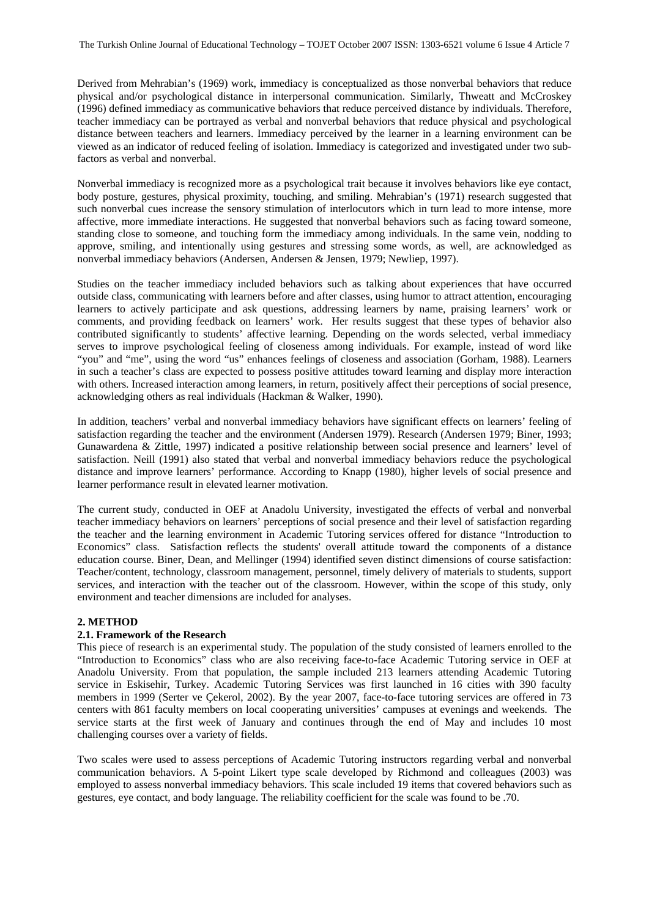Derived from Mehrabian's (1969) work, immediacy is conceptualized as those nonverbal behaviors that reduce physical and/or psychological distance in interpersonal communication. Similarly, Thweatt and McCroskey (1996) defined immediacy as communicative behaviors that reduce perceived distance by individuals. Therefore, teacher immediacy can be portrayed as verbal and nonverbal behaviors that reduce physical and psychological distance between teachers and learners. Immediacy perceived by the learner in a learning environment can be viewed as an indicator of reduced feeling of isolation. Immediacy is categorized and investigated under two sub-factors as verbal and nonverbal.

Nonverbal immediacy is recognized more as a psychological trait because it involves behaviors like eye contact, body posture, gestures, physical proximity, touching, and smiling. Mehrabian's (1971) research suggested that such nonverbal cues increase the sensory stimulation of interlocutors which in turn lead to more intense, more affective, more immediate interactions. He suggested that nonverbal behaviors such as facing toward someone, standing close to someone, and touching form the immediacy among individuals. In the same vein, nodding to approve, smiling, and intentionally using gestures and stressing some words, as well, are acknowledged as nonverbal immediacy behaviors (Andersen, Andersen & Jensen, 1979; Newliep, 1997).

Studies on the teacher immediacy included behaviors such as talking about experiences that have occurred outside class, communicating with learners before and after classes, using humor to attract attention, encouraging learners to actively participate and ask questions, addressing learners by name, praising learners' work or comments, and providing feedback on learners' work. Her results suggest that these types of behavior also contributed significantly to students' affective learning. Depending on the words selected, verbal immediacy serves to improve psychological feeling of closeness among individuals. For example, instead of word like "you" and "me", using the word "us" enhances feelings of closeness and association (Gorham, 1988). Learners in such a teacher's class are expected to possess positive attitudes toward learning and display more interaction with others. Increased interaction among learners, in return, positively affect their perceptions of social presence, acknowledging others as real individuals (Hackman & Walker, 1990).

In addition, teachers' verbal and nonverbal immediacy behaviors have significant effects on learners' feeling of satisfaction regarding the teacher and the environment (Andersen 1979). Research (Andersen 1979; Biner, 1993; Gunawardena & Zittle, 1997) indicated a positive relationship between social presence and learners' level of satisfaction. Neill (1991) also stated that verbal and nonverbal immediacy behaviors reduce the psychological distance and improve learners' performance. According to Knapp (1980), higher levels of social presence and learner performance result in elevated learner motivation.

The current study, conducted in OEF at Anadolu University, investigated the effects of verbal and nonverbal teacher immediacy behaviors on learners' perceptions of social presence and their level of satisfaction regarding the teacher and the learning environment in Academic Tutoring services offered for distance "Introduction to Economics" class. Satisfaction reflects the students' overall attitude toward the components of a distance education course. Biner, Dean, and Mellinger (1994) identified seven distinct dimensions of course satisfaction: Teacher/content, technology, classroom management, personnel, timely delivery of materials to students, support services, and interaction with the teacher out of the classroom. However, within the scope of this study, only environment and teacher dimensions are included for analyses.

## 2. METHOD

### 2.1. Framework of the Research

This piece of research is an experimental study. The population of the study consisted of learners enrolled to the "Introduction to Economics" class who are also receiving face-to-face Academic Tutoring service in OEF at Anadolu University. From that population, the sample included 213 learners attending Academic Tutoring service in Eskisehir, Turkey. Academic Tutoring Services was first launched in 16 cities with 390 faculty members in 1999 (Serter ve Çekerol, 2002). By the year 2007, face-to-face tutoring services are offered in 73 centers with 861 faculty members on local cooperating universities' campuses at evenings and weekends. The service starts at the first week of January and continues through the end of May and includes 10 most challenging courses over a variety of fields.

Two scales were used to assess perceptions of Academic Tutoring instructors regarding verbal and nonverbal communication behaviors. A 5-point Likert type scale developed by Richmond and colleagues (2003) was employed to assess nonverbal immediacy behaviors. This scale included 19 items that covered behaviors such as gestures, eye contact, and body language. The reliability coefficient for the scale was found to be .70.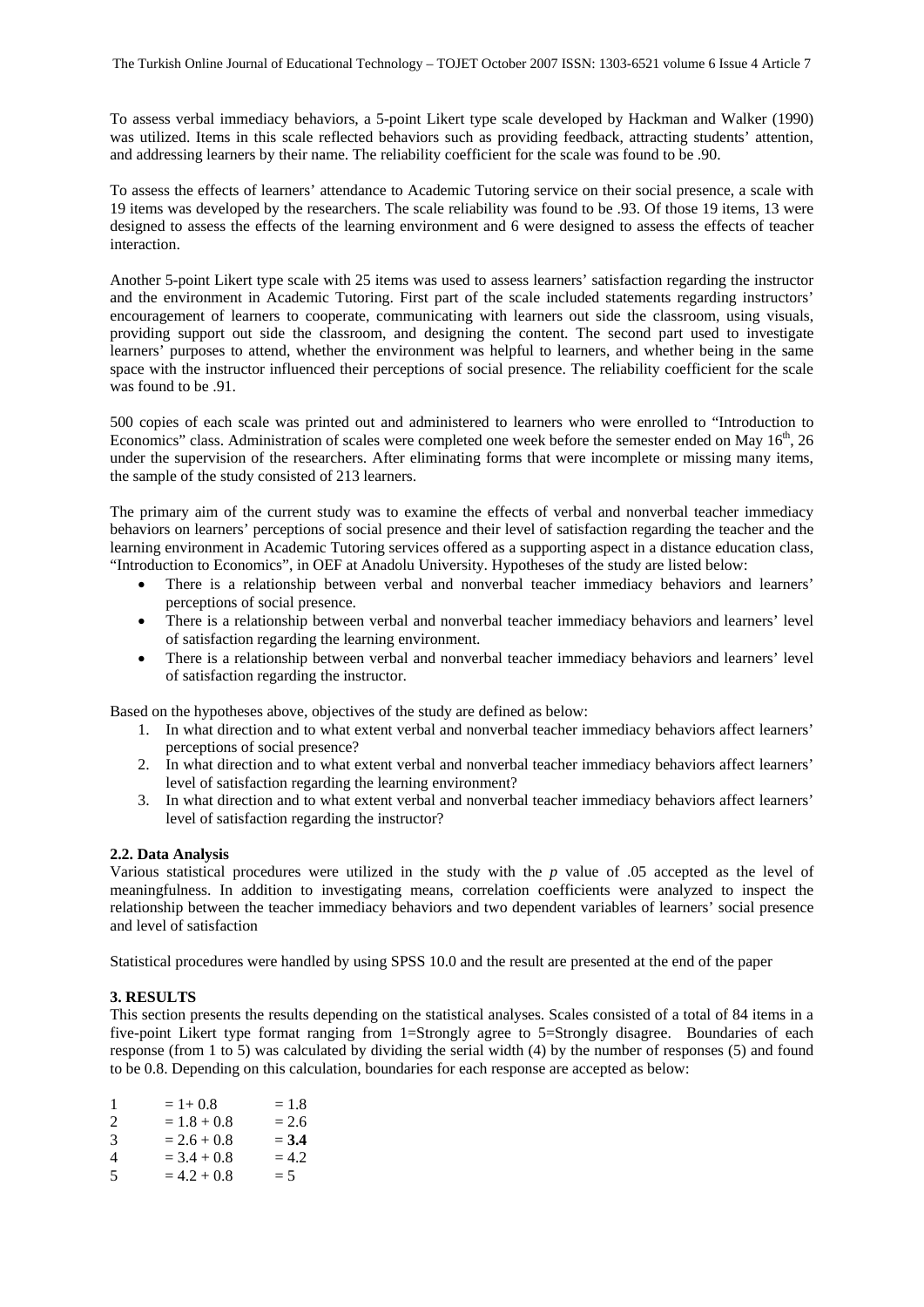To assess verbal immediacy behaviors, a 5-point Likert type scale developed by Hackman and Walker (1990) was utilized. Items in this scale reflected behaviors such as providing feedback, attracting students' attention, and addressing learners by their name. The reliability coefficient for the scale was found to be .90.

To assess the effects of learners' attendance to Academic Tutoring service on their social presence, a scale with 19 items was developed by the researchers. The scale reliability was found to be .93. Of those 19 items, 13 were designed to assess the effects of the learning environment and 6 were designed to assess the effects of teacher interaction.

Another 5-point Likert type scale with 25 items was used to assess learners' satisfaction regarding the instructor and the environment in Academic Tutoring. First part of the scale included statements regarding instructors' encouragement of learners to cooperate, communicating with learners out side the classroom, using visuals, providing support out side the classroom, and designing the content. The second part used to investigate learners' purposes to attend, whether the environment was helpful to learners, and whether being in the same space with the instructor influenced their perceptions of social presence. The reliability coefficient for the scale was found to be .91.

500 copies of each scale was printed out and administered to learners who were enrolled to "Introduction to Economics" class. Administration of scales were completed one week before the semester ended on May 16th, 26 under the supervision of the researchers. After eliminating forms that were incomplete or missing many items, the sample of the study consisted of 213 learners.

The primary aim of the current study was to examine the effects of verbal and nonverbal teacher immediacy behaviors on learners' perceptions of social presence and their level of satisfaction regarding the teacher and the learning environment in Academic Tutoring services offered as a supporting aspect in a distance education class, "Introduction to Economics", in OEF at Anadolu University. Hypotheses of the study are listed below:

- There is a relationship between verbal and nonverbal teacher immediacy behaviors and learners' perceptions of social presence.
- There is a relationship between verbal and nonverbal teacher immediacy behaviors and learners' level of satisfaction regarding the learning environment.
- There is a relationship between verbal and nonverbal teacher immediacy behaviors and learners' level of satisfaction regarding the instructor.

Based on the hypotheses above, objectives of the study are defined as below:

1. In what direction and to what extent verbal and nonverbal teacher immediacy behaviors affect learners' perceptions of social presence?
2. In what direction and to what extent verbal and nonverbal teacher immediacy behaviors affect learners' level of satisfaction regarding the learning environment?
3. In what direction and to what extent verbal and nonverbal teacher immediacy behaviors affect learners' level of satisfaction regarding the instructor?

### 2.2. Data Analysis

Various statistical procedures were utilized in the study with the *p* value of .05 accepted as the level of meaningfulness. In addition to investigating means, correlation coefficients were analyzed to inspect the relationship between the teacher immediacy behaviors and two dependent variables of learners' social presence and level of satisfaction

Statistical procedures were handled by using SPSS 10.0 and the result are presented at the end of the paper

## 3. RESULTS

This section presents the results depending on the statistical analyses. Scales consisted of a total of 84 items in a five-point Likert type format ranging from 1=Strongly agree to 5=Strongly disagree. Boundaries of each response (from 1 to 5) was calculated by dividing the serial width (4) by the number of responses (5) and found to be 0.8. Depending on this calculation, boundaries for each response are accepted as below:

| | | |
|---|---|---|
| 1 | = 1+ 0.8 | = 1.8 |
| 2 | = 1.8 + 0.8 | = 2.6 |
| 3 | = 2.6 + 0.8 | = **3.4** |
| 4 | = 3.4 + 0.8 | = 4.2 |
| 5 | = 4.2 + 0.8 | = 5 |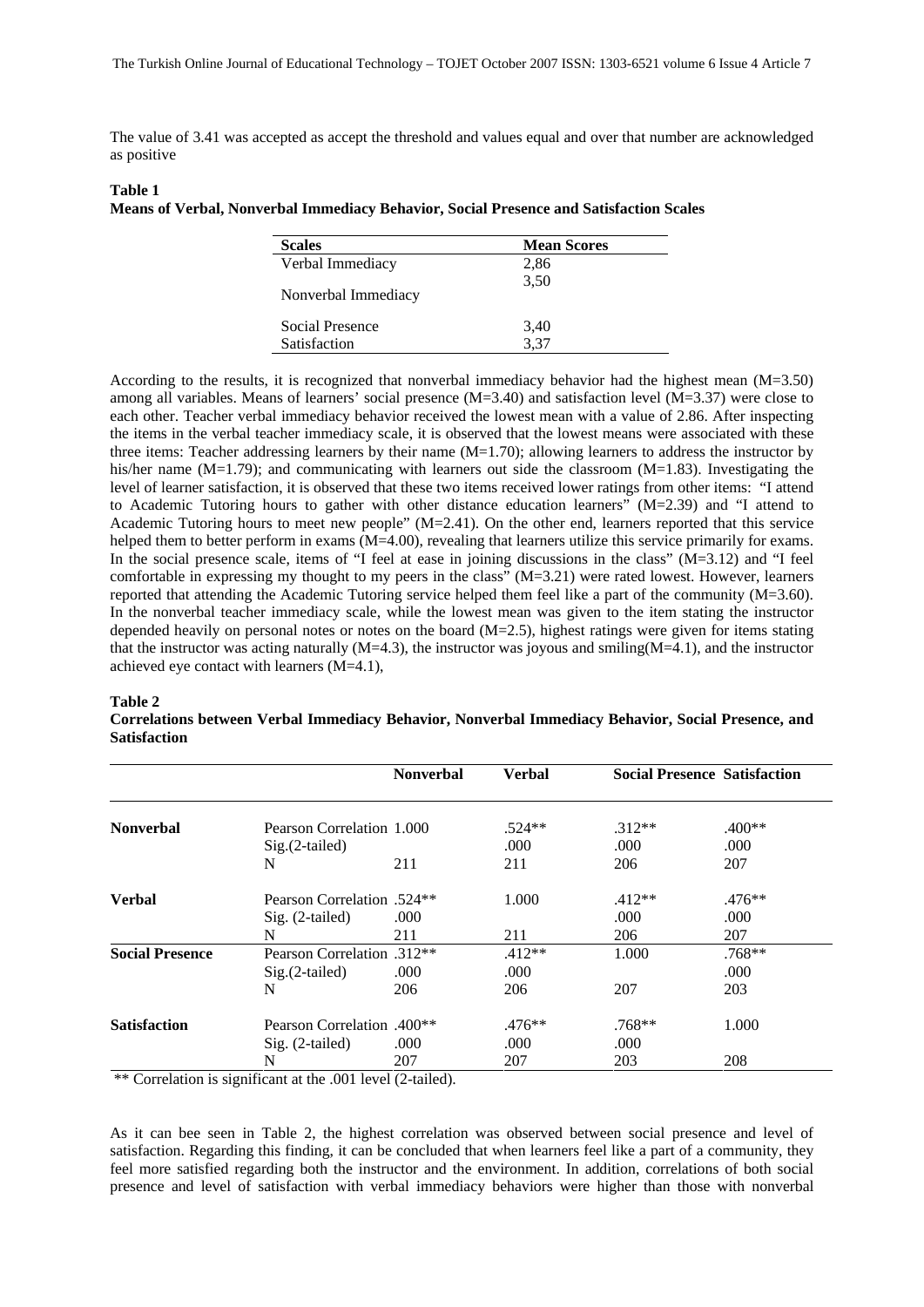The value of 3.41 was accepted as accept the threshold and values equal and over that number are acknowledged as positive

**Table 1**
**Means of Verbal, Nonverbal Immediacy Behavior, Social Presence and Satisfaction Scales**

| Scales | Mean Scores |
|---|---|
| Verbal Immediacy | 2,86 |
| Nonverbal Immediacy | 3,50 |
| Social Presence | 3,40 |
| Satisfaction | 3,37 |

According to the results, it is recognized that nonverbal immediacy behavior had the highest mean (M=3.50) among all variables. Means of learners' social presence (M=3.40) and satisfaction level (M=3.37) were close to each other. Teacher verbal immediacy behavior received the lowest mean with a value of 2.86. After inspecting the items in the verbal teacher immediacy scale, it is observed that the lowest means were associated with these three items: Teacher addressing learners by their name (M=1.70); allowing learners to address the instructor by his/her name (M=1.79); and communicating with learners out side the classroom (M=1.83). Investigating the level of learner satisfaction, it is observed that these two items received lower ratings from other items: "I attend to Academic Tutoring hours to gather with other distance education learners" (M=2.39) and "I attend to Academic Tutoring hours to meet new people" (M=2.41). On the other end, learners reported that this service helped them to better perform in exams (M=4.00), revealing that learners utilize this service primarily for exams. In the social presence scale, items of "I feel at ease in joining discussions in the class" (M=3.12) and "I feel comfortable in expressing my thought to my peers in the class" (M=3.21) were rated lowest. However, learners reported that attending the Academic Tutoring service helped them feel like a part of the community (M=3.60). In the nonverbal teacher immediacy scale, while the lowest mean was given to the item stating the instructor depended heavily on personal notes or notes on the board (M=2.5), highest ratings were given for items stating that the instructor was acting naturally (M=4.3), the instructor was joyous and smiling(M=4.1), and the instructor achieved eye contact with learners (M=4.1),

**Table 2**
**Correlations between Verbal Immediacy Behavior, Nonverbal Immediacy Behavior, Social Presence, and Satisfaction**

| | | Nonverbal | Verbal | Social Presence | Satisfaction |
|---|---|---|---|---|---|
| **Nonverbal** | Pearson Correlation | 1.000 | .524** | .312** | .400** |
| | Sig.(2-tailed) | | .000 | .000 | .000 |
| | N | 211 | 211 | 206 | 207 |
| **Verbal** | Pearson Correlation | .524** | 1.000 | .412** | .476** |
| | Sig. (2-tailed) | .000 | | .000 | .000 |
| | N | 211 | 211 | 206 | 207 |
| **Social Presence** | Pearson Correlation | .312** | .412** | 1.000 | .768** |
| | Sig.(2-tailed) | .000 | .000 | | .000 |
| | N | 206 | 206 | 207 | 203 |
| **Satisfaction** | Pearson Correlation | .400** | .476** | .768** | 1.000 |
| | Sig. (2-tailed) | .000 | .000 | .000 | |
| | N | 207 | 207 | 203 | 208 |

** Correlation is significant at the .001 level (2-tailed).

As it can bee seen in Table 2, the highest correlation was observed between social presence and level of satisfaction. Regarding this finding, it can be concluded that when learners feel like a part of a community, they feel more satisfied regarding both the instructor and the environment. In addition, correlations of both social presence and level of satisfaction with verbal immediacy behaviors were higher than those with nonverbal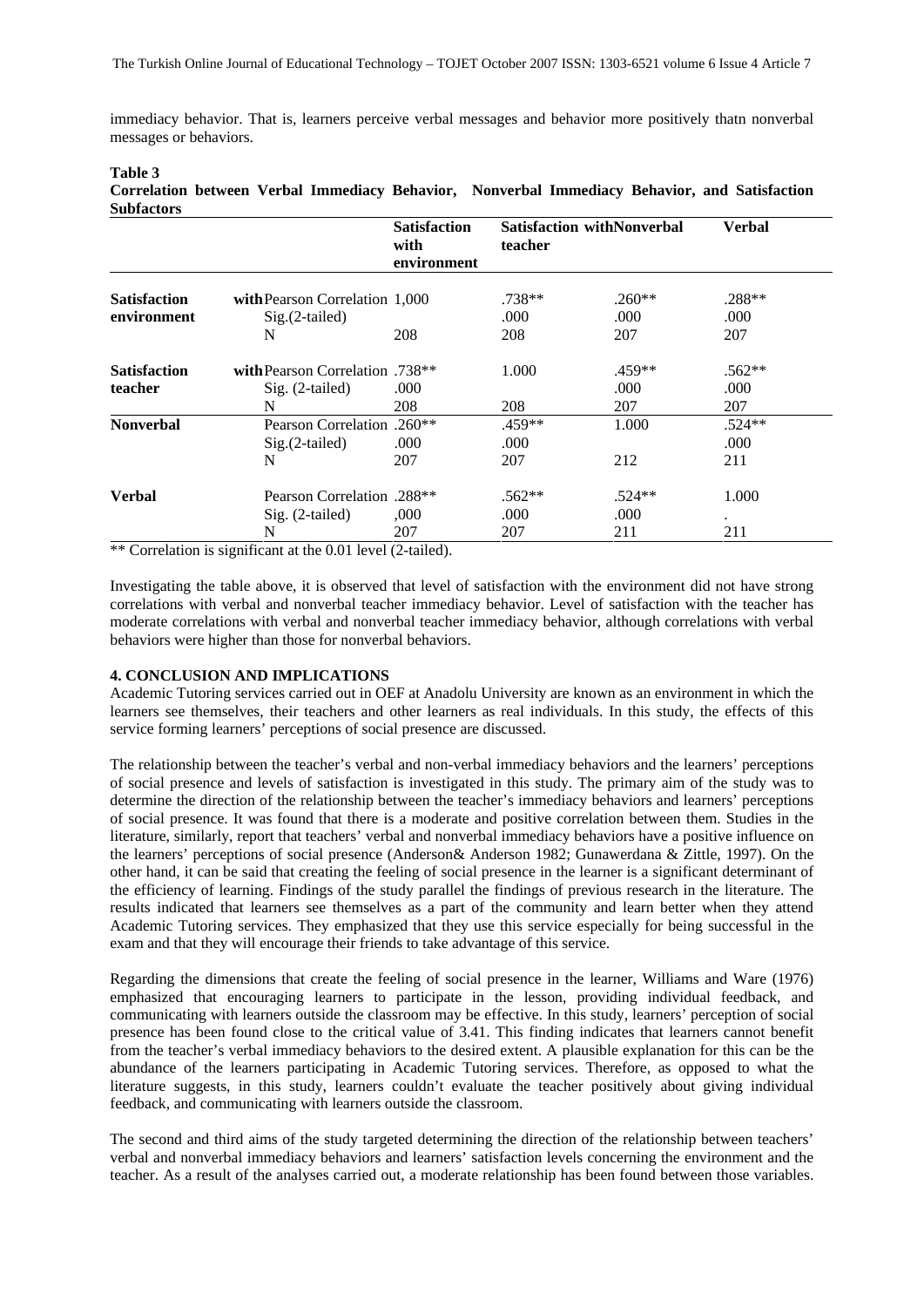immediacy behavior. That is, learners perceive verbal messages and behavior more positively thatn nonverbal messages or behaviors.

**Table 3**
**Correlation between Verbal Immediacy Behavior, Nonverbal Immediacy Behavior, and Satisfaction Subfactors**

| | | Satisfaction with environment | Satisfaction with teacher | Nonverbal | Verbal |
|---|---|---|---|---|---|
| **Satisfaction with environment** | Pearson Correlation | 1,000 | .738** | .260** | .288** |
| | Sig.(2-tailed) | | .000 | .000 | .000 |
| | N | 208 | 208 | 207 | 207 |
| **Satisfaction with teacher** | Pearson Correlation | .738** | 1.000 | .459** | .562** |
| | Sig. (2-tailed) | .000 | | .000 | .000 |
| | N | 208 | 208 | 207 | 207 |
| **Nonverbal** | Pearson Correlation | .260** | .459** | 1.000 | .524** |
| | Sig.(2-tailed) | .000 | .000 | | .000 |
| | N | 207 | 207 | 212 | 211 |
| **Verbal** | Pearson Correlation | .288** | .562** | .524** | 1.000 |
| | Sig. (2-tailed) | ,000 | .000 | .000 | . |
| | N | 207 | 207 | 211 | 211 |

** Correlation is significant at the 0.01 level (2-tailed).

Investigating the table above, it is observed that level of satisfaction with the environment did not have strong correlations with verbal and nonverbal teacher immediacy behavior. Level of satisfaction with the teacher has moderate correlations with verbal and nonverbal teacher immediacy behavior, although correlations with verbal behaviors were higher than those for nonverbal behaviors.

## 4. CONCLUSION AND IMPLICATIONS

Academic Tutoring services carried out in OEF at Anadolu University are known as an environment in which the learners see themselves, their teachers and other learners as real individuals. In this study, the effects of this service forming learners' perceptions of social presence are discussed.

The relationship between the teacher's verbal and non-verbal immediacy behaviors and the learners' perceptions of social presence and levels of satisfaction is investigated in this study. The primary aim of the study was to determine the direction of the relationship between the teacher's immediacy behaviors and learners' perceptions of social presence. It was found that there is a moderate and positive correlation between them. Studies in the literature, similarly, report that teachers' verbal and nonverbal immediacy behaviors have a positive influence on the learners' perceptions of social presence (Anderson& Anderson 1982; Gunawerdana & Zittle, 1997). On the other hand, it can be said that creating the feeling of social presence in the learner is a significant determinant of the efficiency of learning. Findings of the study parallel the findings of previous research in the literature. The results indicated that learners see themselves as a part of the community and learn better when they attend Academic Tutoring services. They emphasized that they use this service especially for being successful in the exam and that they will encourage their friends to take advantage of this service.

Regarding the dimensions that create the feeling of social presence in the learner, Williams and Ware (1976) emphasized that encouraging learners to participate in the lesson, providing individual feedback, and communicating with learners outside the classroom may be effective. In this study, learners' perception of social presence has been found close to the critical value of 3.41. This finding indicates that learners cannot benefit from the teacher's verbal immediacy behaviors to the desired extent. A plausible explanation for this can be the abundance of the learners participating in Academic Tutoring services. Therefore, as opposed to what the literature suggests, in this study, learners couldn't evaluate the teacher positively about giving individual feedback, and communicating with learners outside the classroom.

The second and third aims of the study targeted determining the direction of the relationship between teachers' verbal and nonverbal immediacy behaviors and learners' satisfaction levels concerning the environment and the teacher. As a result of the analyses carried out, a moderate relationship has been found between those variables.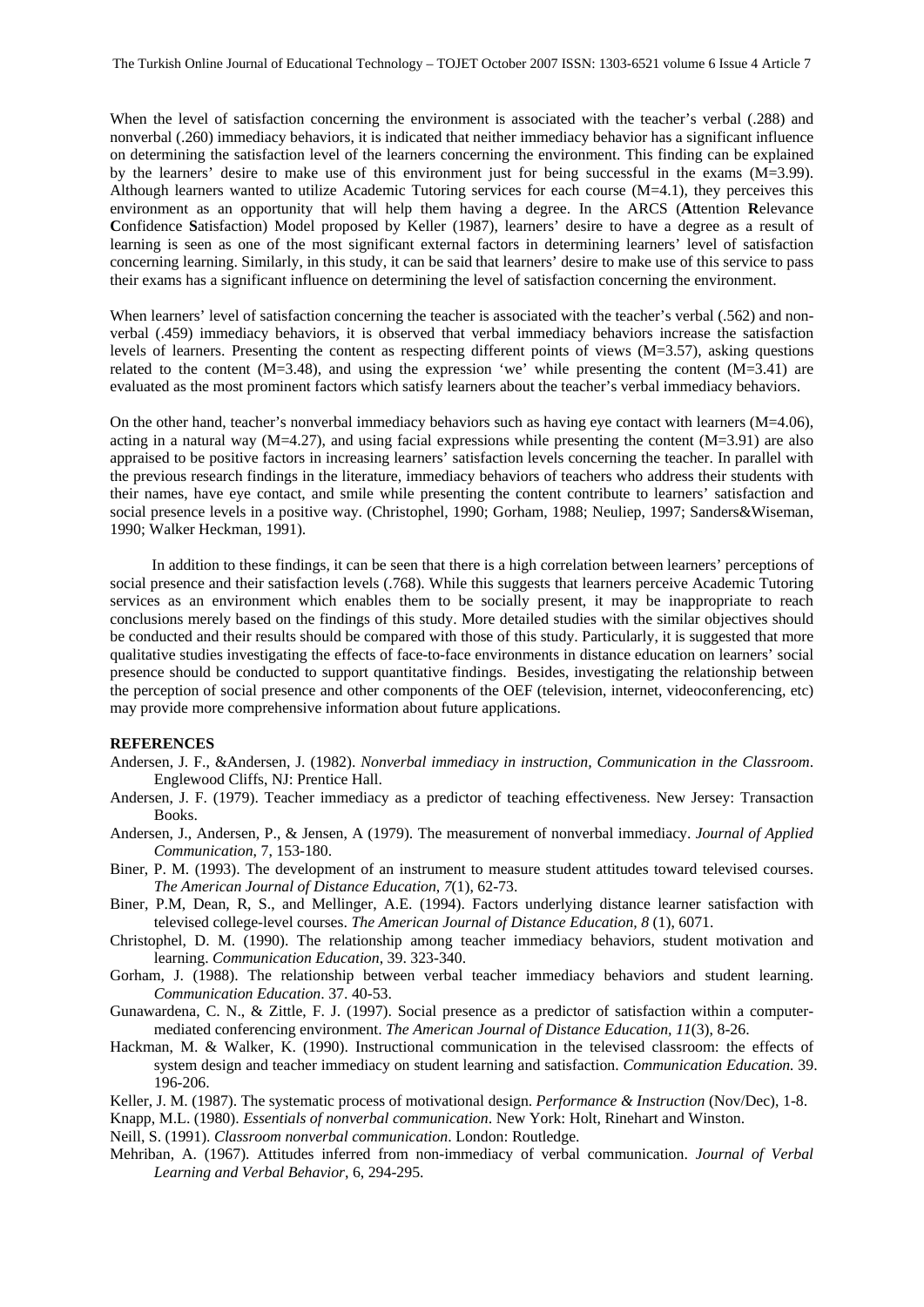When the level of satisfaction concerning the environment is associated with the teacher's verbal (.288) and nonverbal (.260) immediacy behaviors, it is indicated that neither immediacy behavior has a significant influence on determining the satisfaction level of the learners concerning the environment. This finding can be explained by the learners' desire to make use of this environment just for being successful in the exams (M=3.99). Although learners wanted to utilize Academic Tutoring services for each course (M=4.1), they perceives this environment as an opportunity that will help them having a degree. In the ARCS (**A**ttention **R**elevance **C**onfidence **S**atisfaction) Model proposed by Keller (1987), learners' desire to have a degree as a result of learning is seen as one of the most significant external factors in determining learners' level of satisfaction concerning learning. Similarly, in this study, it can be said that learners' desire to make use of this service to pass their exams has a significant influence on determining the level of satisfaction concerning the environment.

When learners' level of satisfaction concerning the teacher is associated with the teacher's verbal (.562) and non-verbal (.459) immediacy behaviors, it is observed that verbal immediacy behaviors increase the satisfaction levels of learners. Presenting the content as respecting different points of views (M=3.57), asking questions related to the content (M=3.48), and using the expression 'we' while presenting the content (M=3.41) are evaluated as the most prominent factors which satisfy learners about the teacher's verbal immediacy behaviors.

On the other hand, teacher's nonverbal immediacy behaviors such as having eye contact with learners (M=4.06), acting in a natural way (M=4.27), and using facial expressions while presenting the content (M=3.91) are also appraised to be positive factors in increasing learners' satisfaction levels concerning the teacher. In parallel with the previous research findings in the literature, immediacy behaviors of teachers who address their students with their names, have eye contact, and smile while presenting the content contribute to learners' satisfaction and social presence levels in a positive way. (Christophel, 1990; Gorham, 1988; Neuliep, 1997; Sanders&Wiseman, 1990; Walker Heckman, 1991).

In addition to these findings, it can be seen that there is a high correlation between learners' perceptions of social presence and their satisfaction levels (.768). While this suggests that learners perceive Academic Tutoring services as an environment which enables them to be socially present, it may be inappropriate to reach conclusions merely based on the findings of this study. More detailed studies with the similar objectives should be conducted and their results should be compared with those of this study. Particularly, it is suggested that more qualitative studies investigating the effects of face-to-face environments in distance education on learners' social presence should be conducted to support quantitative findings. Besides, investigating the relationship between the perception of social presence and other components of the OEF (television, internet, videoconferencing, etc) may provide more comprehensive information about future applications.

**REFERENCES**

Andersen, J. F., &Andersen, J. (1982). *Nonverbal immediacy in instruction, Communication in the Classroom*. Englewood Cliffs, NJ: Prentice Hall.

Andersen, J. F. (1979). Teacher immediacy as a predictor of teaching effectiveness. New Jersey: Transaction Books.

Andersen, J., Andersen, P., & Jensen, A (1979). The measurement of nonverbal immediacy. *Journal of Applied Communication*, 7, 153-180.

Biner, P. M. (1993). The development of an instrument to measure student attitudes toward televised courses. *The American Journal of Distance Education, 7*(1), 62-73.

Biner, P.M, Dean, R, S., and Mellinger, A.E. (1994). Factors underlying distance learner satisfaction with televised college-level courses. *The American Journal of Distance Education, 8* (1), 6071.

Christophel, D. M. (1990). The relationship among teacher immediacy behaviors, student motivation and learning. *Communication Education*, 39. 323-340.

Gorham, J. (1988). The relationship between verbal teacher immediacy behaviors and student learning. *Communication Education*. 37. 40-53.

Gunawardena, C. N., & Zittle, F. J. (1997). Social presence as a predictor of satisfaction within a computer-mediated conferencing environment. *The American Journal of Distance Education, 11*(3), 8-26.

Hackman, M. & Walker, K. (1990). Instructional communication in the televised classroom: the effects of system design and teacher immediacy on student learning and satisfaction. *Communication Education.* 39. 196-206.

Keller, J. M. (1987). The systematic process of motivational design. *Performance & Instruction* (Nov/Dec), 1-8.

Knapp, M.L. (1980). *Essentials of nonverbal communication*. New York: Holt, Rinehart and Winston.

Neill, S. (1991). *Classroom nonverbal communication*. London: Routledge.

Mehriban, A. (1967). Attitudes inferred from non-immediacy of verbal communication. *Journal of Verbal Learning and Verbal Behavior*, 6, 294-295.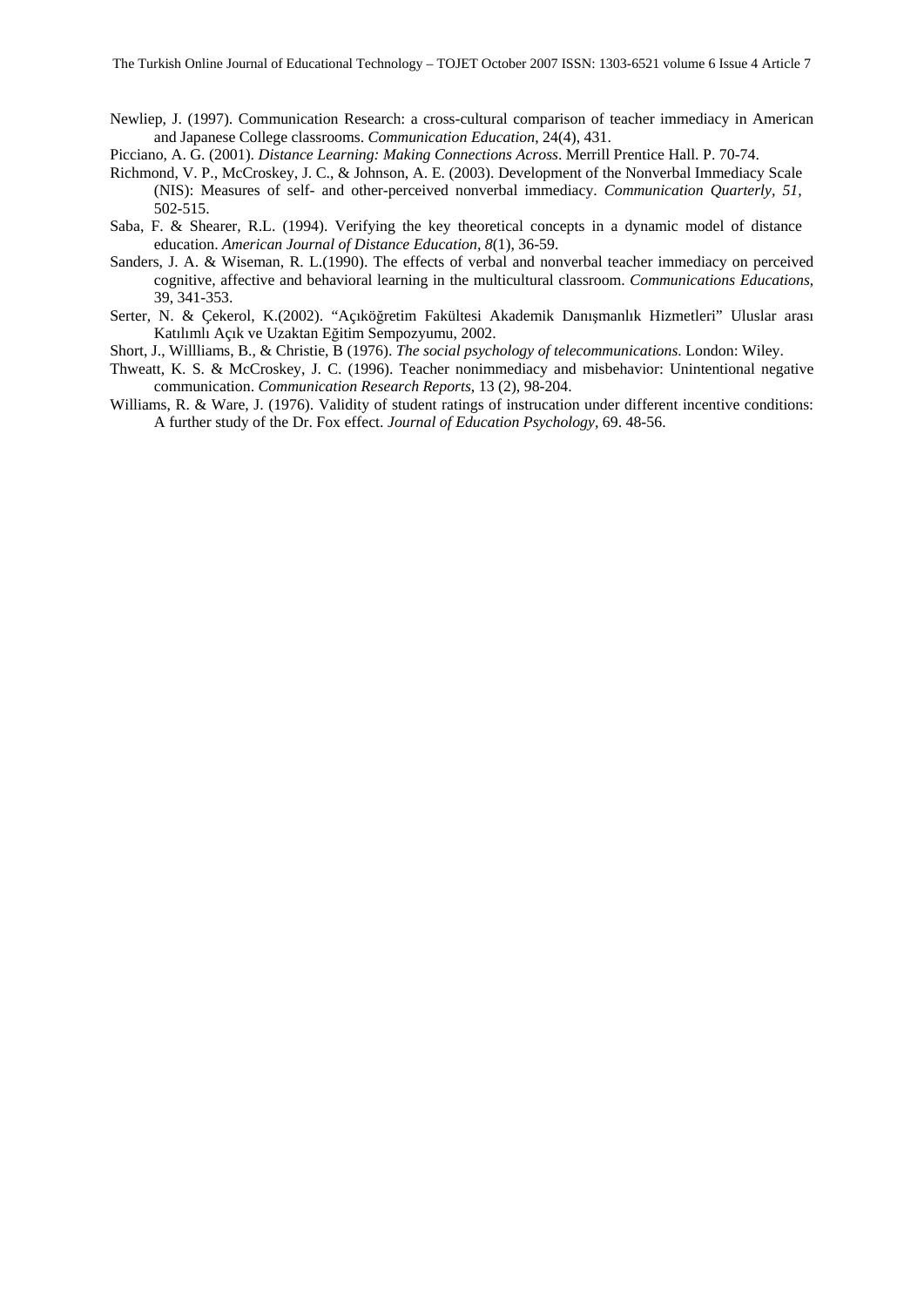Newliep, J. (1997). Communication Research: a cross-cultural comparison of teacher immediacy in American and Japanese College classrooms. *Communication Education*, 24(4), 431.

Picciano, A. G. (2001). *Distance Learning: Making Connections Across*. Merrill Prentice Hall. P. 70-74.

Richmond, V. P., McCroskey, J. C., & Johnson, A. E. (2003). Development of the Nonverbal Immediacy Scale (NIS): Measures of self- and other-perceived nonverbal immediacy. *Communication Quarterly, 51,* 502-515.

Saba, F. & Shearer, R.L. (1994). Verifying the key theoretical concepts in a dynamic model of distance education. *American Journal of Distance Education*, *8*(1), 36-59.

Sanders, J. A. & Wiseman, R. L.(1990). The effects of verbal and nonverbal teacher immediacy on perceived cognitive, affective and behavioral learning in the multicultural classroom. *Communications Educations,* 39, 341-353.

Serter, N. & Çekerol, K.(2002). "Açıköğretim Fakültesi Akademik Danışmanlık Hizmetleri" Uluslar arası Katılımlı Açık ve Uzaktan Eğitim Sempozyumu, 2002.

Short, J., Willliams, B., & Christie, B (1976). *The social psychology of telecommunications.* London: Wiley.

Thweatt, K. S. & McCroskey, J. C. (1996). Teacher nonimmediacy and misbehavior: Unintentional negative communication. *Communication Research Reports*, 13 (2), 98-204.

Williams, R. & Ware, J. (1976). Validity of student ratings of instrucation under different incentive conditions: A further study of the Dr. Fox effect. *Journal of Education Psychology,* 69. 48-56.